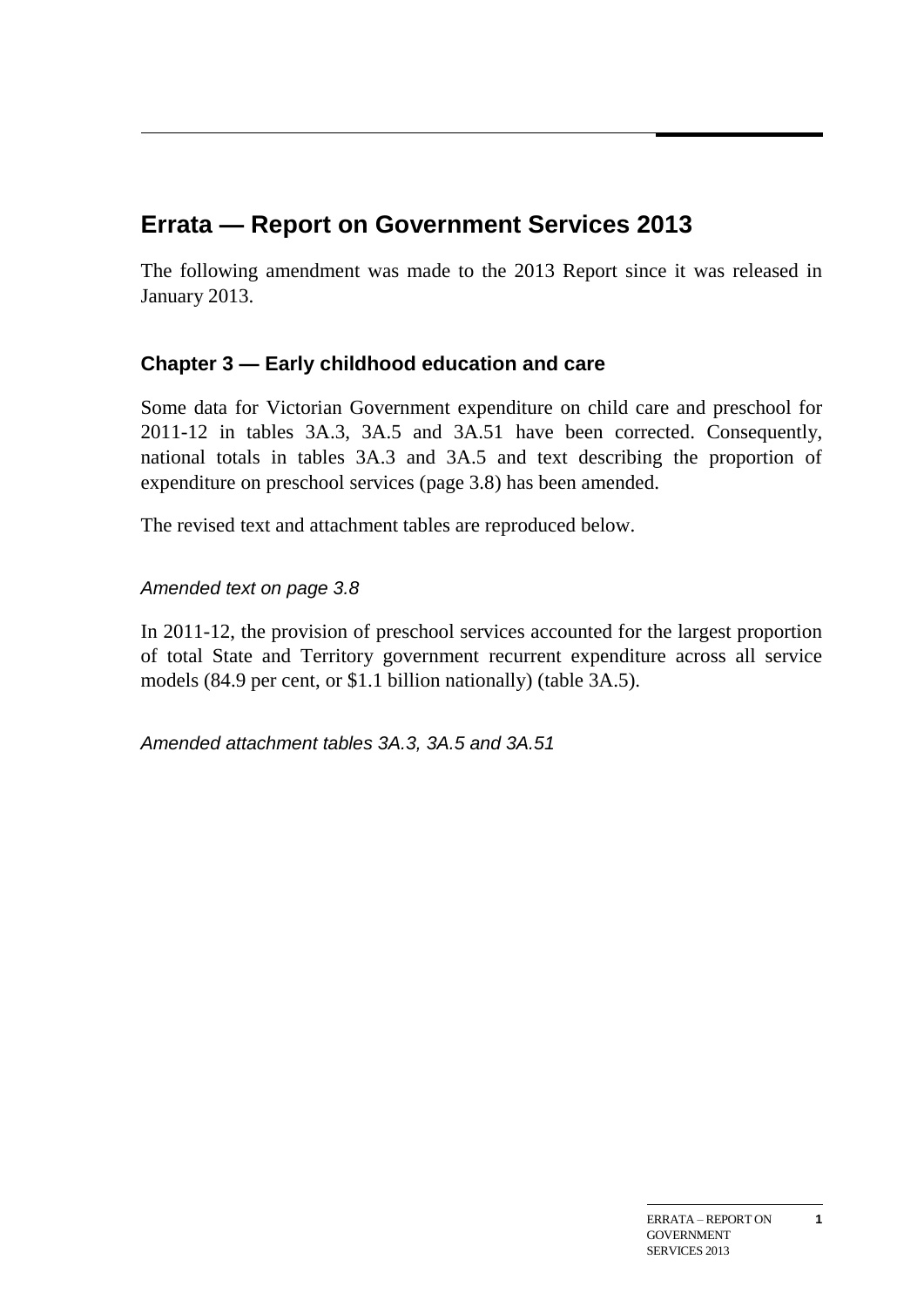# Errata — Report on Government Services 2013

The following amendment was made to the 2013 Report since it was released in January 2013.

## Chapter 3 — Early childhood education and care

Some data for Victorian Government expenditure on child care and preschool for 2011-12 in tables 3A.3, 3A.5 and 3A.51 have been corrected. Consequently, national totals in tables 3A.3 and 3A.5 and text describing the proportion of expenditure on preschool services (page 3.8) has been amended.

The revised text and attachment tables are reproduced below.

*Amended text on page 3.8*

In 2011-12, the provision of preschool services accounted for the largest proportion of total State and Territory government recurrent expenditure across all service models (84.9 per cent, or $1.1 billion nationally) (table 3A.5).

*Amended attachment tables 3A.3, 3A.5 and 3A.51*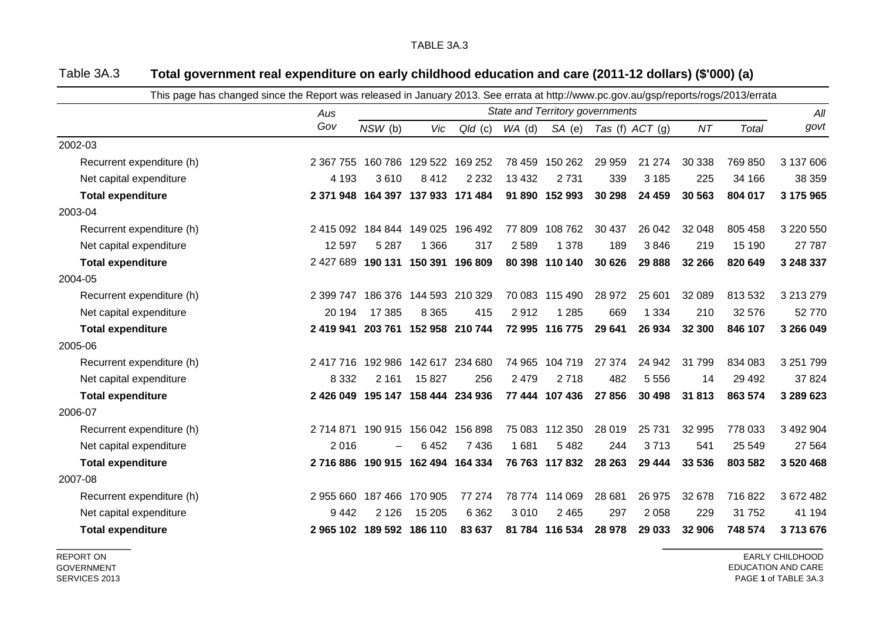TABLE 3A.3

## Table 3A.3 **Total government real expenditure on early childhood education and care (2011-12 dollars) ($'000) (a)**

This page has changed since the Report was released in January 2013. See errata at http://www.pc.gov.au/gsp/reports/rogs/2013/errata

| | *Aus Gov* | *State and Territory governments* | | | | | | | | | *All govt* |
|---|---|---|---|---|---|---|---|---|---|---|---|
| | | *NSW* (b) | *Vic* | *Qld* (c) | *WA* (d) | *SA* (e) | *Tas* (f) | *ACT* (g) | *NT* | *Total* | |
| 2002-03 | | | | | | | | | | | |
| Recurrent expenditure (h) | 2 367 755 | 160 786 | 129 522 | 169 252 | 78 459 | 150 262 | 29 959 | 21 274 | 30 338 | 769 850 | 3 137 606 |
| Net capital expenditure | 4 193 | 3 610 | 8 412 | 2 232 | 13 432 | 2 731 | 339 | 3 185 | 225 | 34 166 | 38 359 |
| **Total expenditure** | **2 371 948** | **164 397** | **137 933** | **171 484** | **91 890** | **152 993** | **30 298** | **24 459** | **30 563** | **804 017** | **3 175 965** |
| 2003-04 | | | | | | | | | | | |
| Recurrent expenditure (h) | 2 415 092 | 184 844 | 149 025 | 196 492 | 77 809 | 108 762 | 30 437 | 26 042 | 32 048 | 805 458 | 3 220 550 |
| Net capital expenditure | 12 597 | 5 287 | 1 366 | 317 | 2 589 | 1 378 | 189 | 3 846 | 219 | 15 190 | 27 787 |
| **Total expenditure** | 2 427 689 | **190 131** | **150 391** | **196 809** | **80 398** | **110 140** | **30 626** | **29 888** | **32 266** | **820 649** | **3 248 337** |
| 2004-05 | | | | | | | | | | | |
| Recurrent expenditure (h) | 2 399 747 | 186 376 | 144 593 | 210 329 | 70 083 | 115 490 | 28 972 | 25 601 | 32 089 | 813 532 | 3 213 279 |
| Net capital expenditure | 20 194 | 17 385 | 8 365 | 415 | 2 912 | 1 285 | 669 | 1 334 | 210 | 32 576 | 52 770 |
| **Total expenditure** | **2 419 941** | **203 761** | **152 958** | **210 744** | **72 995** | **116 775** | **29 641** | **26 934** | **32 300** | **846 107** | **3 266 049** |
| 2005-06 | | | | | | | | | | | |
| Recurrent expenditure (h) | 2 417 716 | 192 986 | 142 617 | 234 680 | 74 965 | 104 719 | 27 374 | 24 942 | 31 799 | 834 083 | 3 251 799 |
| Net capital expenditure | 8 332 | 2 161 | 15 827 | 256 | 2 479 | 2 718 | 482 | 5 556 | 14 | 29 492 | 37 824 |
| **Total expenditure** | **2 426 049** | **195 147** | **158 444** | **234 936** | **77 444** | **107 436** | **27 856** | **30 498** | **31 813** | **863 574** | **3 289 623** |
| 2006-07 | | | | | | | | | | | |
| Recurrent expenditure (h) | 2 714 871 | 190 915 | 156 042 | 156 898 | 75 083 | 112 350 | 28 019 | 25 731 | 32 995 | 778 033 | 3 492 904 |
| Net capital expenditure | 2 016 | – | 6 452 | 7 436 | 1 681 | 5 482 | 244 | 3 713 | 541 | 25 549 | 27 564 |
| **Total expenditure** | **2 716 886** | **190 915** | **162 494** | **164 334** | **76 763** | **117 832** | **28 263** | **29 444** | **33 536** | **803 582** | **3 520 468** |
| 2007-08 | | | | | | | | | | | |
| Recurrent expenditure (h) | 2 955 660 | 187 466 | 170 905 | 77 274 | 78 774 | 114 069 | 28 681 | 26 975 | 32 678 | 716 822 | 3 672 482 |
| Net capital expenditure | 9 442 | 2 126 | 15 205 | 6 362 | 3 010 | 2 465 | 297 | 2 058 | 229 | 31 752 | 41 194 |
| **Total expenditure** | **2 965 102** | **189 592** | **186 110** | **83 637** | **81 784** | **116 534** | **28 978** | **29 033** | **32 906** | **748 574** | **3 713 676** |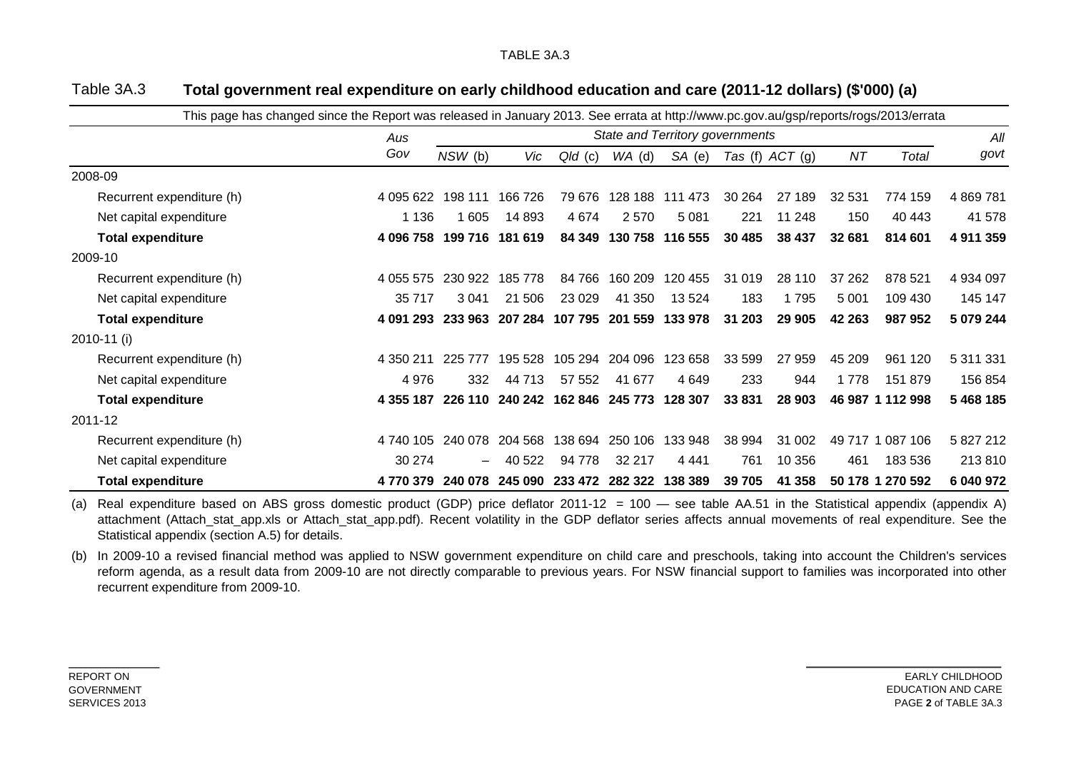TABLE 3A.3

## Table 3A.3 **Total government real expenditure on early childhood education and care (2011-12 dollars) ($'000) (a)**

This page has changed since the Report was released in January 2013. See errata at http://www.pc.gov.au/gsp/reports/rogs/2013/errata

| | *Aus Gov* | *State and Territory governments* | | | | | | | | | *All govt* |
|---|---|---|---|---|---|---|---|---|---|---|---|
| | | *NSW* (b) | *Vic* | *Qld* (c) | *WA* (d) | *SA* (e) | *Tas* (f) | *ACT* (g) | *NT* | *Total* | |
| 2008-09 | | | | | | | | | | | |
| Recurrent expenditure (h) | 4 095 622 | 198 111 | 166 726 | 79 676 | 128 188 | 111 473 | 30 264 | 27 189 | 32 531 | 774 159 | 4 869 781 |
| Net capital expenditure | 1 136 | 1 605 | 14 893 | 4 674 | 2 570 | 5 081 | 221 | 11 248 | 150 | 40 443 | 41 578 |
| **Total expenditure** | **4 096 758** | **199 716** | **181 619** | **84 349** | **130 758** | **116 555** | **30 485** | **38 437** | **32 681** | **814 601** | **4 911 359** |
| 2009-10 | | | | | | | | | | | |
| Recurrent expenditure (h) | 4 055 575 | 230 922 | 185 778 | 84 766 | 160 209 | 120 455 | 31 019 | 28 110 | 37 262 | 878 521 | 4 934 097 |
| Net capital expenditure | 35 717 | 3 041 | 21 506 | 23 029 | 41 350 | 13 524 | 183 | 1 795 | 5 001 | 109 430 | 145 147 |
| **Total expenditure** | **4 091 293** | **233 963** | **207 284** | **107 795** | **201 559** | **133 978** | **31 203** | **29 905** | **42 263** | **987 952** | **5 079 244** |
| 2010-11 (i) | | | | | | | | | | | |
| Recurrent expenditure (h) | 4 350 211 | 225 777 | 195 528 | 105 294 | 204 096 | 123 658 | 33 599 | 27 959 | 45 209 | 961 120 | 5 311 331 |
| Net capital expenditure | 4 976 | 332 | 44 713 | 57 552 | 41 677 | 4 649 | 233 | 944 | 1 778 | 151 879 | 156 854 |
| **Total expenditure** | **4 355 187** | **226 110** | **240 242** | **162 846** | **245 773** | **128 307** | **33 831** | **28 903** | **46 987** | **1 112 998** | **5 468 185** |
| 2011-12 | | | | | | | | | | | |
| Recurrent expenditure (h) | 4 740 105 | 240 078 | 204 568 | 138 694 | 250 106 | 133 948 | 38 994 | 31 002 | 49 717 | 1 087 106 | 5 827 212 |
| Net capital expenditure | 30 274 | – | 40 522 | 94 778 | 32 217 | 4 441 | 761 | 10 356 | 461 | 183 536 | 213 810 |
| **Total expenditure** | **4 770 379** | **240 078** | **245 090** | **233 472** | **282 322** | **138 389** | **39 705** | **41 358** | **50 178** | **1 270 592** | **6 040 972** |

(a) Real expenditure based on ABS gross domestic product (GDP) price deflator 2011-12 = 100 — see table AA.51 in the Statistical appendix (appendix A) attachment (Attach_stat_app.xls or Attach_stat_app.pdf). Recent volatility in the GDP deflator series affects annual movements of real expenditure. See the Statistical appendix (section A.5) for details.

(b) In 2009-10 a revised financial method was applied to NSW government expenditure on child care and preschools, taking into account the Children's services reform agenda, as a result data from 2009-10 are not directly comparable to previous years. For NSW financial support to families was incorporated into other recurrent expenditure from 2009-10.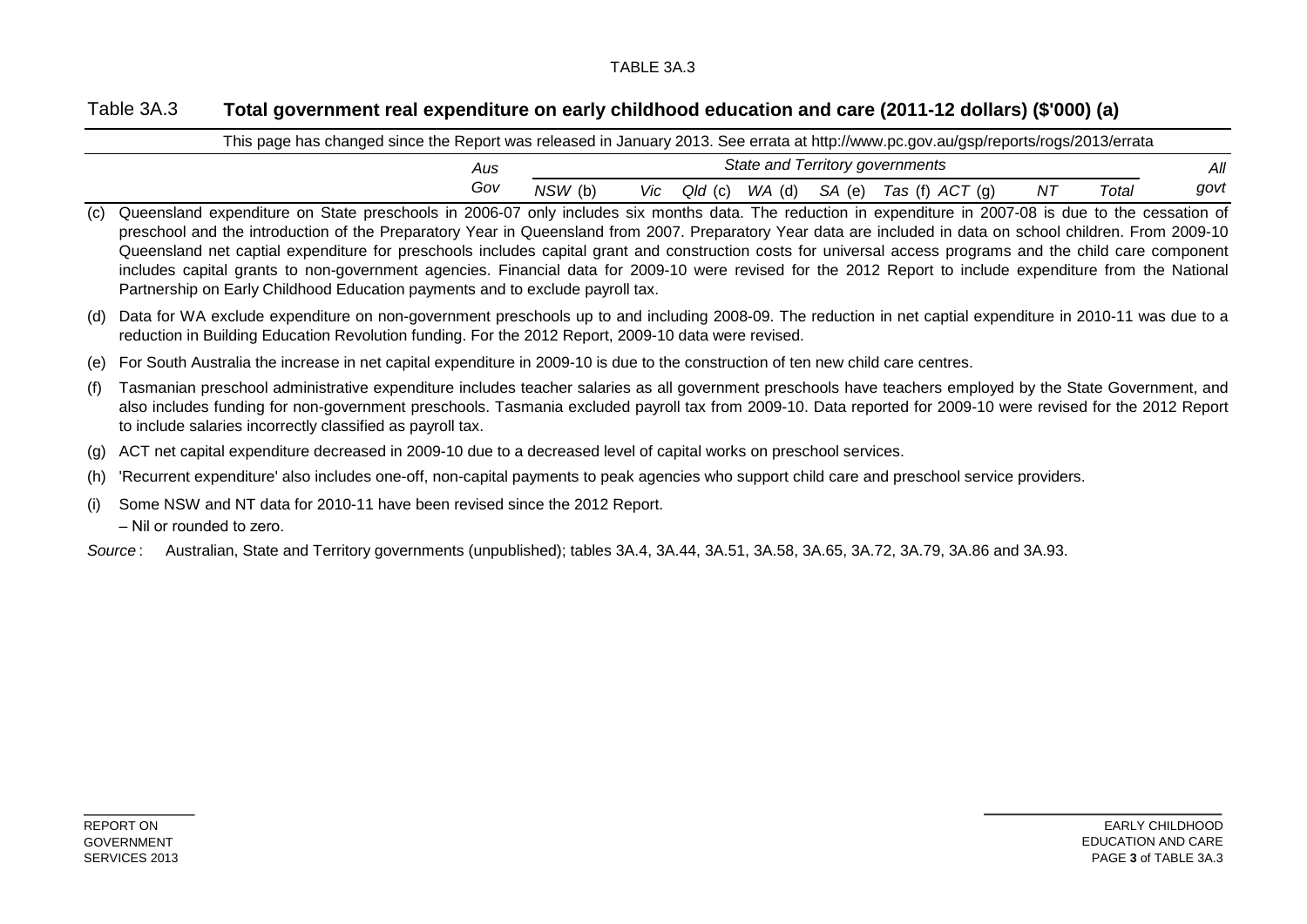## Table 3A.3 Total government real expenditure on early childhood education and care (2011-12 dollars) ($'000) (a)

This page has changed since the Report was released in January 2013. See errata at http://www.pc.gov.au/gsp/reports/rogs/2013/errata

| | *Aus Gov* | *State and Territory governments* | | | | | | | | | *All govt* |
|---|---|---|---|---|---|---|---|---|---|---|---|
| | | *NSW* (b) | *Vic* | *Qld* (c) | *WA* (d) | *SA* (e) | *Tas* (f) | *ACT* (g) | *NT* | *Total* | |

(c) Queensland expenditure on State preschools in 2006-07 only includes six months data. The reduction in expenditure in 2007-08 is due to the cessation of preschool and the introduction of the Preparatory Year in Queensland from 2007. Preparatory Year data are included in data on school children. From 2009-10 Queensland net captial expenditure for preschools includes capital grant and construction costs for universal access programs and the child care component includes capital grants to non-government agencies. Financial data for 2009-10 were revised for the 2012 Report to include expenditure from the National Partnership on Early Childhood Education payments and to exclude payroll tax.

(d) Data for WA exclude expenditure on non-government preschools up to and including 2008-09. The reduction in net captial expenditure in 2010-11 was due to a reduction in Building Education Revolution funding. For the 2012 Report, 2009-10 data were revised.

(e) For South Australia the increase in net capital expenditure in 2009-10 is due to the construction of ten new child care centres.

(f) Tasmanian preschool administrative expenditure includes teacher salaries as all government preschools have teachers employed by the State Government, and also includes funding for non-government preschools. Tasmania excluded payroll tax from 2009-10. Data reported for 2009-10 were revised for the 2012 Report to include salaries incorrectly classified as payroll tax.

(g) ACT net capital expenditure decreased in 2009-10 due to a decreased level of capital works on preschool services.

(h) 'Recurrent expenditure' also includes one-off, non-capital payments to peak agencies who support child care and preschool service providers.

(i) Some NSW and NT data for 2010-11 have been revised since the 2012 Report.

– Nil or rounded to zero.

*Source* : Australian, State and Territory governments (unpublished); tables 3A.4, 3A.44, 3A.51, 3A.58, 3A.65, 3A.72, 3A.79, 3A.86 and 3A.93.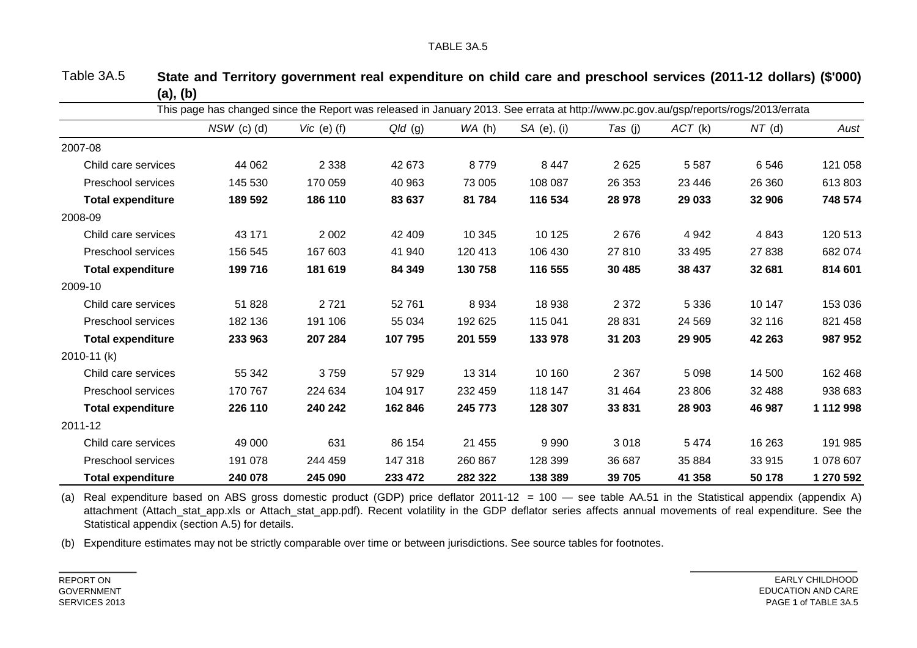TABLE 3A.5

## Table 3A.5 State and Territory government real expenditure on child care and preschool services (2011-12 dollars) ($'000) (a), (b)

This page has changed since the Report was released in January 2013. See errata at http://www.pc.gov.au/gsp/reports/rogs/2013/errata

| | *NSW* (c) (d) | *Vic* (e) (f) | *Qld* (g) | *WA* (h) | *SA* (e), (i) | *Tas* (j) | *ACT* (k) | *NT* (d) | *Aust* |
|---|---|---|---|---|---|---|---|---|---|
| 2007-08 | | | | | | | | | |
| Child care services | 44 062 | 2 338 | 42 673 | 8 779 | 8 447 | 2 625 | 5 587 | 6 546 | 121 058 |
| Preschool services | 145 530 | 170 059 | 40 963 | 73 005 | 108 087 | 26 353 | 23 446 | 26 360 | 613 803 |
| **Total expenditure** | **189 592** | **186 110** | **83 637** | **81 784** | **116 534** | **28 978** | **29 033** | **32 906** | **748 574** |
| 2008-09 | | | | | | | | | |
| Child care services | 43 171 | 2 002 | 42 409 | 10 345 | 10 125 | 2 676 | 4 942 | 4 843 | 120 513 |
| Preschool services | 156 545 | 167 603 | 41 940 | 120 413 | 106 430 | 27 810 | 33 495 | 27 838 | 682 074 |
| **Total expenditure** | **199 716** | **181 619** | **84 349** | **130 758** | **116 555** | **30 485** | **38 437** | **32 681** | **814 601** |
| 2009-10 | | | | | | | | | |
| Child care services | 51 828 | 2 721 | 52 761 | 8 934 | 18 938 | 2 372 | 5 336 | 10 147 | 153 036 |
| Preschool services | 182 136 | 191 106 | 55 034 | 192 625 | 115 041 | 28 831 | 24 569 | 32 116 | 821 458 |
| **Total expenditure** | **233 963** | **207 284** | **107 795** | **201 559** | **133 978** | **31 203** | **29 905** | **42 263** | **987 952** |
| 2010-11 (k) | | | | | | | | | |
| Child care services | 55 342 | 3 759 | 57 929 | 13 314 | 10 160 | 2 367 | 5 098 | 14 500 | 162 468 |
| Preschool services | 170 767 | 224 634 | 104 917 | 232 459 | 118 147 | 31 464 | 23 806 | 32 488 | 938 683 |
| **Total expenditure** | **226 110** | **240 242** | **162 846** | **245 773** | **128 307** | **33 831** | **28 903** | **46 987** | **1 112 998** |
| 2011-12 | | | | | | | | | |
| Child care services | 49 000 | 631 | 86 154 | 21 455 | 9 990 | 3 018 | 5 474 | 16 263 | 191 985 |
| Preschool services | 191 078 | 244 459 | 147 318 | 260 867 | 128 399 | 36 687 | 35 884 | 33 915 | 1 078 607 |
| **Total expenditure** | **240 078** | **245 090** | **233 472** | **282 322** | **138 389** | **39 705** | **41 358** | **50 178** | **1 270 592** |

(a) Real expenditure based on ABS gross domestic product (GDP) price deflator 2011-12 = 100 — see table AA.51 in the Statistical appendix (appendix A) attachment (Attach_stat_app.xls or Attach_stat_app.pdf). Recent volatility in the GDP deflator series affects annual movements of real expenditure. See the Statistical appendix (section A.5) for details.

(b) Expenditure estimates may not be strictly comparable over time or between jurisdictions. See source tables for footnotes.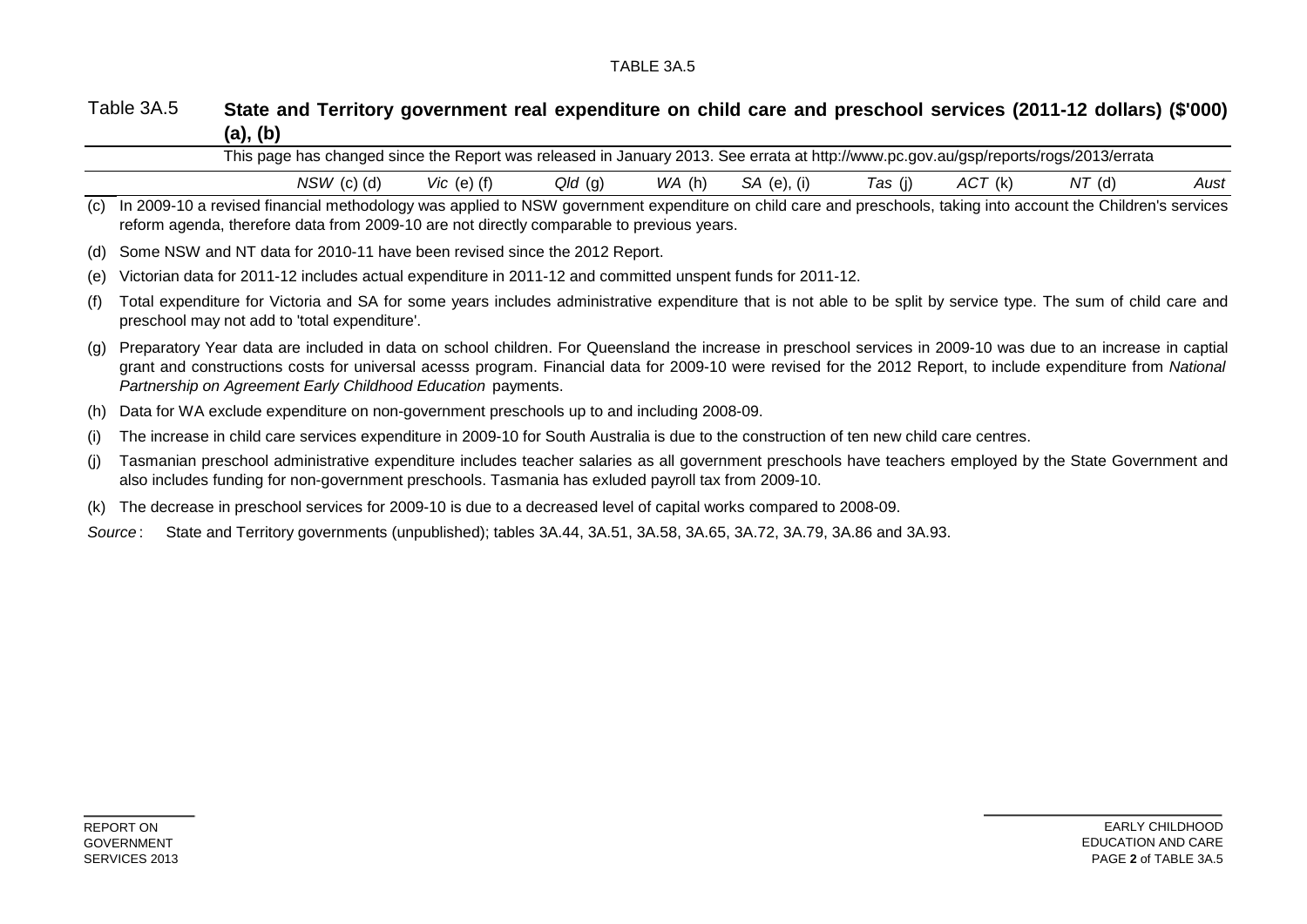Table 3A.5 **State and Territory government real expenditure on child care and preschool services (2011-12 dollars) ($'000) (a), (b)**

This page has changed since the Report was released in January 2013. See errata at http://www.pc.gov.au/gsp/reports/rogs/2013/errata

| | *NSW* (c) (d) | *Vic* (e) (f) | *Qld* (g) | *WA* (h) | *SA* (e), (i) | *Tas* (j) | *ACT* (k) | *NT* (d) | *Aust* |
|---|---|---|---|---|---|---|---|---|---|

(c) In 2009-10 a revised financial methodology was applied to NSW government expenditure on child care and preschools, taking into account the Children's services reform agenda, therefore data from 2009-10 are not directly comparable to previous years.

(d) Some NSW and NT data for 2010-11 have been revised since the 2012 Report.

(e) Victorian data for 2011-12 includes actual expenditure in 2011-12 and committed unspent funds for 2011-12.

(f) Total expenditure for Victoria and SA for some years includes administrative expenditure that is not able to be split by service type. The sum of child care and preschool may not add to 'total expenditure'.

(g) Preparatory Year data are included in data on school children. For Queensland the increase in preschool services in 2009-10 was due to an increase in captial grant and constructions costs for universal acesss program. Financial data for 2009-10 were revised for the 2012 Report, to include expenditure from *National Partnership on Agreement Early Childhood Education* payments.

(h) Data for WA exclude expenditure on non-government preschools up to and including 2008-09.

(i) The increase in child care services expenditure in 2009-10 for South Australia is due to the construction of ten new child care centres.

(j) Tasmanian preschool administrative expenditure includes teacher salaries as all government preschools have teachers employed by the State Government and also includes funding for non-government preschools. Tasmania has exluded payroll tax from 2009-10.

(k) The decrease in preschool services for 2009-10 is due to a decreased level of capital works compared to 2008-09.

*Source*: State and Territory governments (unpublished); tables 3A.44, 3A.51, 3A.58, 3A.65, 3A.72, 3A.79, 3A.86 and 3A.93.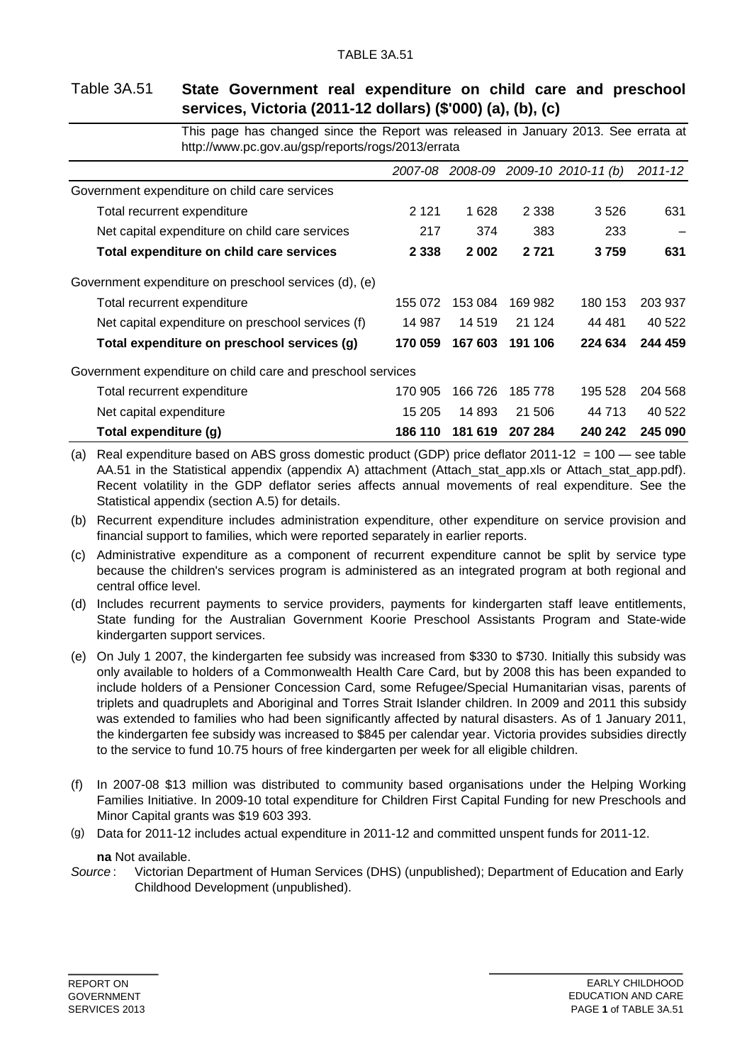TABLE 3A.51

## Table 3A.51 State Government real expenditure on child care and preschool services, Victoria (2011-12 dollars) ($'000) (a), (b), (c)

This page has changed since the Report was released in January 2013. See errata at http://www.pc.gov.au/gsp/reports/rogs/2013/errata

| | *2007-08* | *2008-09* | *2009-10* | *2010-11 (b)* | *2011-12* |
|---|---|---|---|---|---|
| Government expenditure on child care services | | | | | |
| Total recurrent expenditure | 2 121 | 1 628 | 2 338 | 3 526 | 631 |
| Net capital expenditure on child care services | 217 | 374 | 383 | 233 | – |
| **Total expenditure on child care services** | **2 338** | **2 002** | **2 721** | **3 759** | **631** |
| Government expenditure on preschool services (d), (e) | | | | | |
| Total recurrent expenditure | 155 072 | 153 084 | 169 982 | 180 153 | 203 937 |
| Net capital expenditure on preschool services (f) | 14 987 | 14 519 | 21 124 | 44 481 | 40 522 |
| **Total expenditure on preschool services (g)** | **170 059** | **167 603** | **191 106** | **224 634** | **244 459** |
| Government expenditure on child care and preschool services | | | | | |
| Total recurrent expenditure | 170 905 | 166 726 | 185 778 | 195 528 | 204 568 |
| Net capital expenditure | 15 205 | 14 893 | 21 506 | 44 713 | 40 522 |
| **Total expenditure (g)** | **186 110** | **181 619** | **207 284** | **240 242** | **245 090** |

(a) Real expenditure based on ABS gross domestic product (GDP) price deflator 2011-12 = 100 — see table AA.51 in the Statistical appendix (appendix A) attachment (Attach_stat_app.xls or Attach_stat_app.pdf). Recent volatility in the GDP deflator series affects annual movements of real expenditure. See the Statistical appendix (section A.5) for details.

(b) Recurrent expenditure includes administration expenditure, other expenditure on service provision and financial support to families, which were reported separately in earlier reports.

(c) Administrative expenditure as a component of recurrent expenditure cannot be split by service type because the children's services program is administered as an integrated program at both regional and central office level.

(d) Includes recurrent payments to service providers, payments for kindergarten staff leave entitlements, State funding for the Australian Government Koorie Preschool Assistants Program and State-wide kindergarten support services.

(e) On July 1 2007, the kindergarten fee subsidy was increased from $330 to $730. Initially this subsidy was only available to holders of a Commonwealth Health Care Card, but by 2008 this has been expanded to include holders of a Pensioner Concession Card, some Refugee/Special Humanitarian visas, parents of triplets and quadruplets and Aboriginal and Torres Strait Islander children. In 2009 and 2011 this subsidy was extended to families who had been significantly affected by natural disasters. As of 1 January 2011, the kindergarten fee subsidy was increased to $845 per calendar year. Victoria provides subsidies directly to the service to fund 10.75 hours of free kindergarten per week for all eligible children.

(f) In 2007-08 $13 million was distributed to community based organisations under the Helping Working Families Initiative. In 2009-10 total expenditure for Children First Capital Funding for new Preschools and Minor Capital grants was $19 603 393.

(g) Data for 2011-12 includes actual expenditure in 2011-12 and committed unspent funds for 2011-12.

**na** Not available.

*Source* : Victorian Department of Human Services (DHS) (unpublished); Department of Education and Early Childhood Development (unpublished).